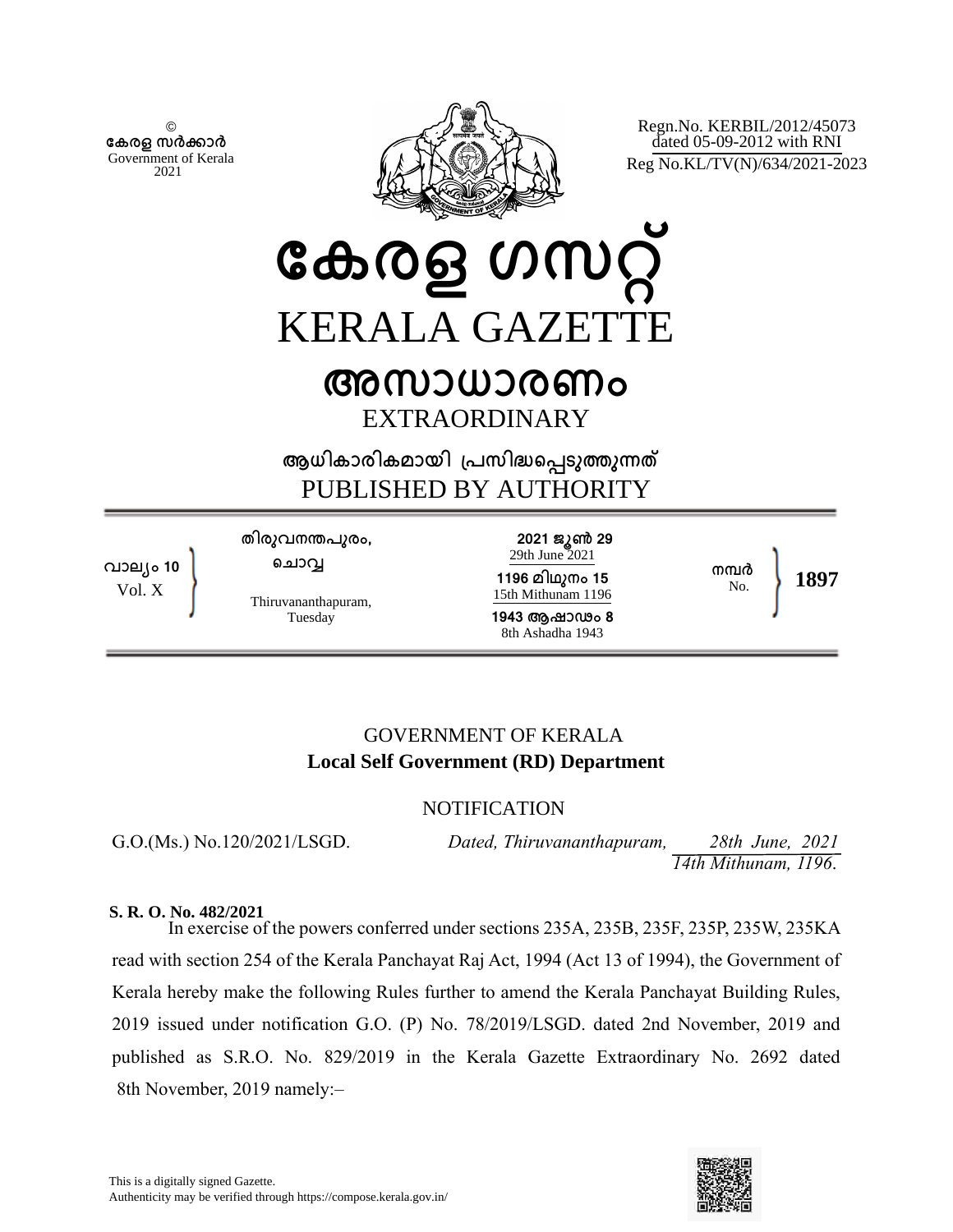© കേരള സർക്കാർ Government of Kerala 2021

Regn.No. KERBIL/2012/45073 dated 05-09-2012 with RNI
Reg No.KL/TV(N)/634/2021-2023

# കേരള ഗസറ്റ്
# KERALA GAZETTE

## അസാധാരണം
## EXTRAORDINARY

### ആധികാരികമായി പ്രസിദ്ധപ്പെടുത്തുന്നത്
### PUBLISHED BY AUTHORITY

| | | | |
|---|---|---|---|
| വാല്യം 10<br>Vol. X | തിരുവനന്തപുരം,<br>ചൊവ്വ<br>Thiruvananthapuram,<br>Tuesday | 2021 ജൂൺ 29<br>29th June 2021<br>1196 മിഥുനം 15<br>15th Mithunam 1196<br>1943 ആഷാഢം 8<br>8th Ashadha 1943 | നമ്പർ<br>No. **1897** |

GOVERNMENT OF KERALA

**Local Self Government (RD) Department**

NOTIFICATION

G.O.(Ms.) No.120/2021/LSGD. *Dated, Thiruvananthapuram, 28th June, 2021*
*14th Mithunam, 1196.*

**S. R. O. No. 482/2021**

In exercise of the powers conferred under sections 235A, 235B, 235F, 235P, 235W, 235KA read with section 254 of the Kerala Panchayat Raj Act, 1994 (Act 13 of 1994), the Government of Kerala hereby make the following Rules further to amend the Kerala Panchayat Building Rules, 2019 issued under notification G.O. (P) No. 78/2019/LSGD. dated 2nd November, 2019 and published as S.R.O. No. 829/2019 in the Kerala Gazette Extraordinary No. 2692 dated 8th November, 2019 namely:–

This is a digitally signed Gazette.
Authenticity may be verified through https://compose.kerala.gov.in/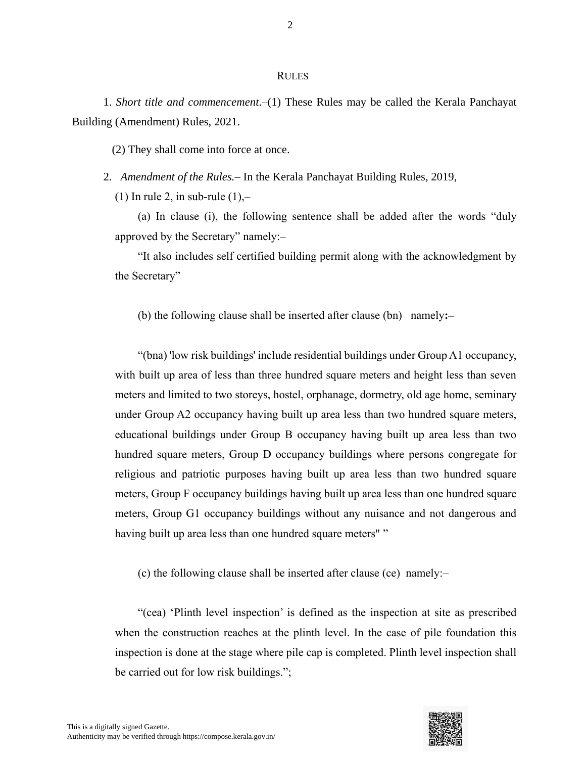## RULES

1. *Short title and commencement*.–(1) These Rules may be called the Kerala Panchayat Building (Amendment) Rules, 2021.

(2) They shall come into force at once.

2. *Amendment of the Rules.*– In the Kerala Panchayat Building Rules, 2019,

(1) In rule 2, in sub-rule (1),–

(a) In clause (i), the following sentence shall be added after the words "duly approved by the Secretary" namely:–

"It also includes self certified building permit along with the acknowledgment by the Secretary"

(b) the following clause shall be inserted after clause (bn) namely**:–**

"(bna) 'low risk buildings' include residential buildings under Group A1 occupancy, with built up area of less than three hundred square meters and height less than seven meters and limited to two storeys, hostel, orphanage, dormetry, old age home, seminary under Group A2 occupancy having built up area less than two hundred square meters, educational buildings under Group B occupancy having built up area less than two hundred square meters, Group D occupancy buildings where persons congregate for religious and patriotic purposes having built up area less than two hundred square meters, Group F occupancy buildings having built up area less than one hundred square meters, Group G1 occupancy buildings without any nuisance and not dangerous and having built up area less than one hundred square meters" "

(c) the following clause shall be inserted after clause (ce) namely:–

"(cea) 'Plinth level inspection' is defined as the inspection at site as prescribed when the construction reaches at the plinth level. In the case of pile foundation this inspection is done at the stage where pile cap is completed. Plinth level inspection shall be carried out for low risk buildings.";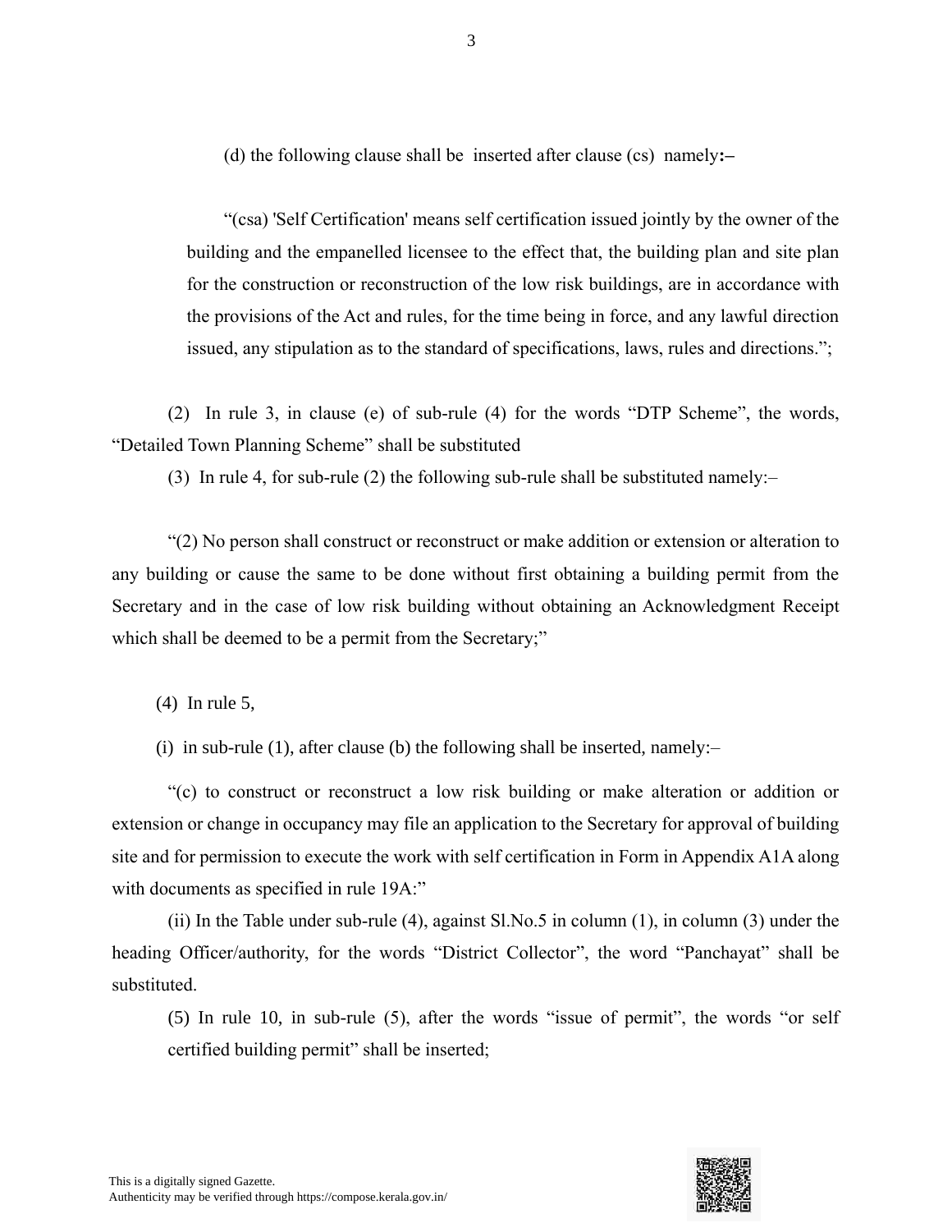(d) the following clause shall be inserted after clause (cs) namely:–

"(csa) 'Self Certification' means self certification issued jointly by the owner of the building and the empanelled licensee to the effect that, the building plan and site plan for the construction or reconstruction of the low risk buildings, are in accordance with the provisions of the Act and rules, for the time being in force, and any lawful direction issued, any stipulation as to the standard of specifications, laws, rules and directions.";

(2) In rule 3, in clause (e) of sub-rule (4) for the words "DTP Scheme", the words, "Detailed Town Planning Scheme" shall be substituted

(3) In rule 4, for sub-rule (2) the following sub-rule shall be substituted namely:–

"(2) No person shall construct or reconstruct or make addition or extension or alteration to any building or cause the same to be done without first obtaining a building permit from the Secretary and in the case of low risk building without obtaining an Acknowledgment Receipt which shall be deemed to be a permit from the Secretary;"

(4) In rule 5,

(i) in sub-rule (1), after clause (b) the following shall be inserted, namely:–

"(c) to construct or reconstruct a low risk building or make alteration or addition or extension or change in occupancy may file an application to the Secretary for approval of building site and for permission to execute the work with self certification in Form in Appendix A1A along with documents as specified in rule 19A:"

(ii) In the Table under sub-rule (4), against Sl.No.5 in column (1), in column (3) under the heading Officer/authority, for the words "District Collector", the word "Panchayat" shall be substituted.

(5) In rule 10, in sub-rule (5), after the words "issue of permit", the words "or self certified building permit" shall be inserted;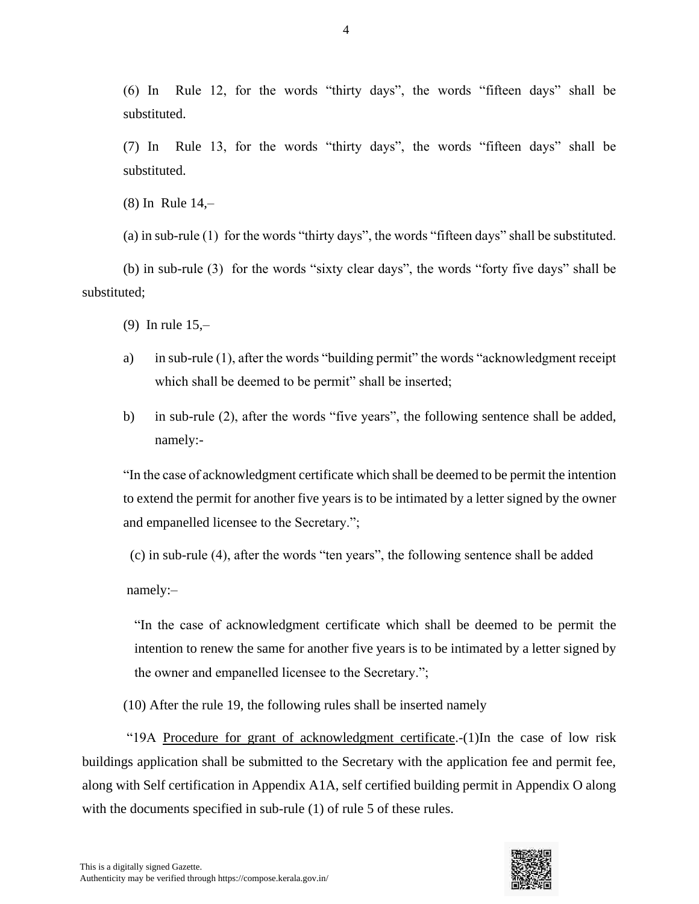(6) In Rule 12, for the words "thirty days", the words "fifteen days" shall be substituted.

(7) In Rule 13, for the words "thirty days", the words "fifteen days" shall be substituted.

(8) In Rule 14,–

(a) in sub-rule (1) for the words "thirty days", the words "fifteen days" shall be substituted.

(b) in sub-rule (3) for the words "sixty clear days", the words "forty five days" shall be substituted;

(9) In rule 15,–

a) in sub-rule (1), after the words "building permit" the words "acknowledgment receipt which shall be deemed to be permit" shall be inserted;

b) in sub-rule (2), after the words "five years", the following sentence shall be added, namely:-

"In the case of acknowledgment certificate which shall be deemed to be permit the intention to extend the permit for another five years is to be intimated by a letter signed by the owner and empanelled licensee to the Secretary.";

(c) in sub-rule (4), after the words "ten years", the following sentence shall be added namely:–

"In the case of acknowledgment certificate which shall be deemed to be permit the intention to renew the same for another five years is to be intimated by a letter signed by the owner and empanelled licensee to the Secretary.";

(10) After the rule 19, the following rules shall be inserted namely

"19A Procedure for grant of acknowledgment certificate.-(1)In the case of low risk buildings application shall be submitted to the Secretary with the application fee and permit fee, along with Self certification in Appendix A1A, self certified building permit in Appendix O along with the documents specified in sub-rule (1) of rule 5 of these rules.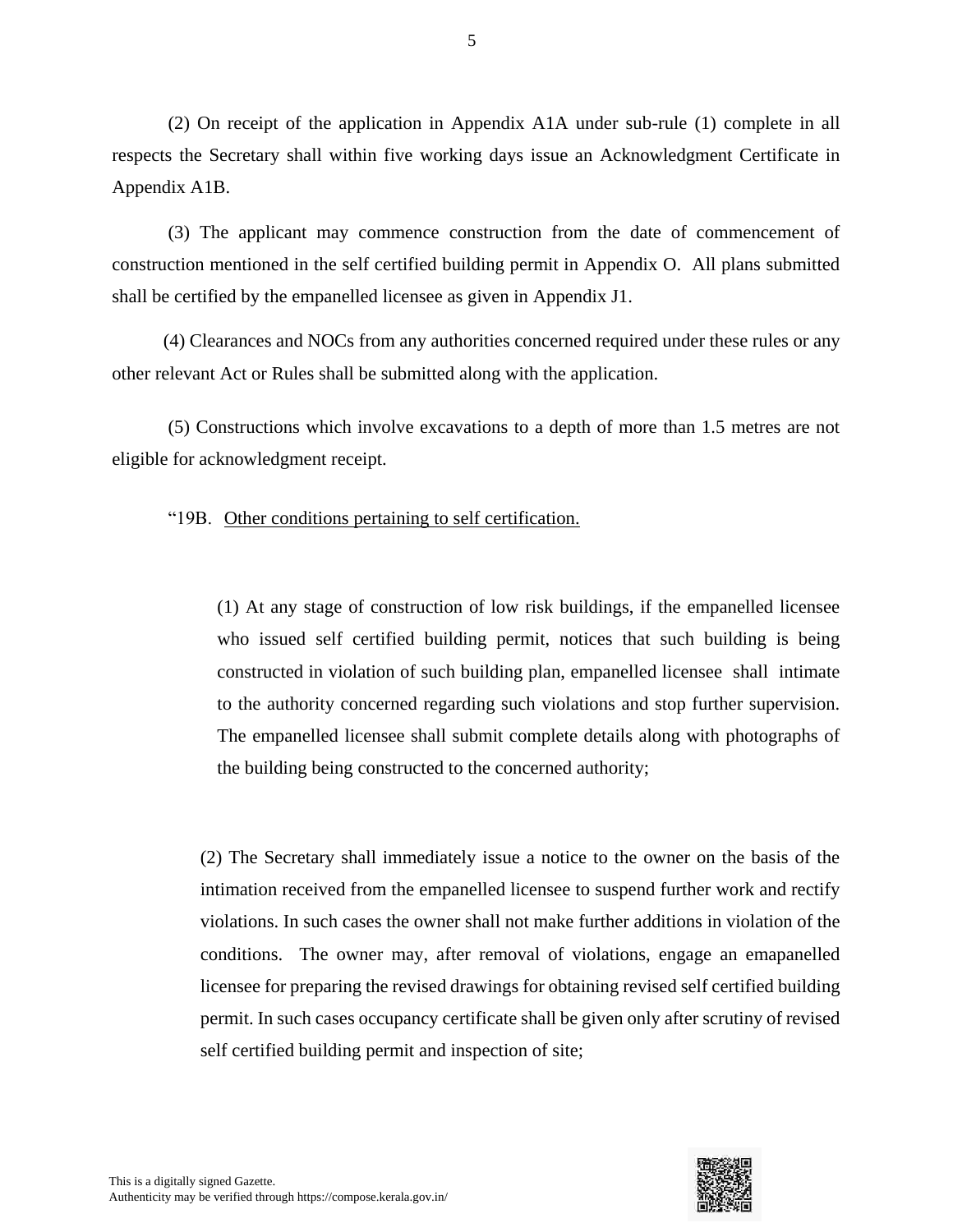(2) On receipt of the application in Appendix A1A under sub-rule (1) complete in all respects the Secretary shall within five working days issue an Acknowledgment Certificate in Appendix A1B.

(3) The applicant may commence construction from the date of commencement of construction mentioned in the self certified building permit in Appendix O. All plans submitted shall be certified by the empanelled licensee as given in Appendix J1.

(4) Clearances and NOCs from any authorities concerned required under these rules or any other relevant Act or Rules shall be submitted along with the application.

(5) Constructions which involve excavations to a depth of more than 1.5 metres are not eligible for acknowledgment receipt.

"19B. <u>Other conditions pertaining to self certification.</u>

(1) At any stage of construction of low risk buildings, if the empanelled licensee who issued self certified building permit, notices that such building is being constructed in violation of such building plan, empanelled licensee shall intimate to the authority concerned regarding such violations and stop further supervision. The empanelled licensee shall submit complete details along with photographs of the building being constructed to the concerned authority;

(2) The Secretary shall immediately issue a notice to the owner on the basis of the intimation received from the empanelled licensee to suspend further work and rectify violations. In such cases the owner shall not make further additions in violation of the conditions. The owner may, after removal of violations, engage an emapanelled licensee for preparing the revised drawings for obtaining revised self certified building permit. In such cases occupancy certificate shall be given only after scrutiny of revised self certified building permit and inspection of site;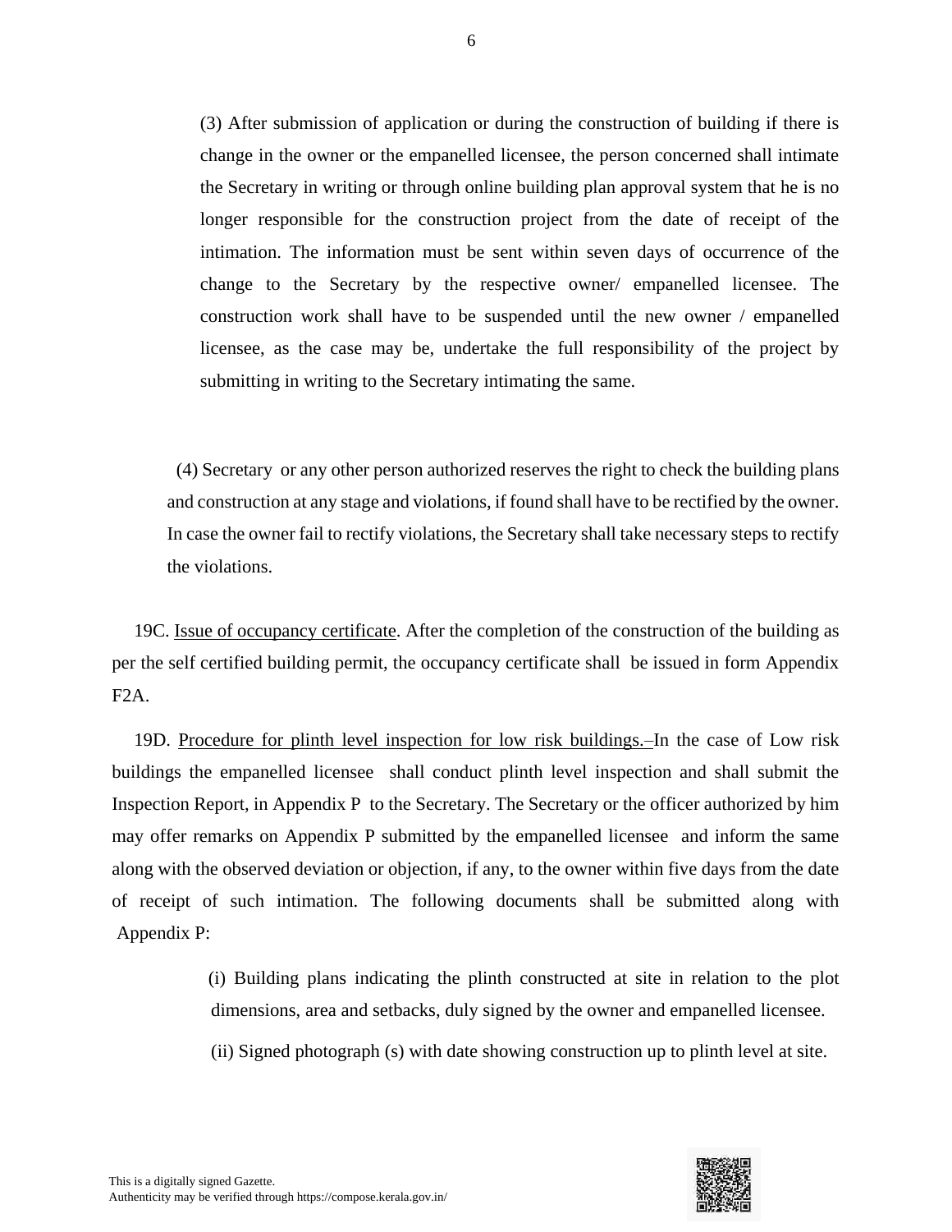(3) After submission of application or during the construction of building if there is change in the owner or the empanelled licensee, the person concerned shall intimate the Secretary in writing or through online building plan approval system that he is no longer responsible for the construction project from the date of receipt of the intimation. The information must be sent within seven days of occurrence of the change to the Secretary by the respective owner/ empanelled licensee. The construction work shall have to be suspended until the new owner / empanelled licensee, as the case may be, undertake the full responsibility of the project by submitting in writing to the Secretary intimating the same.

(4) Secretary or any other person authorized reserves the right to check the building plans and construction at any stage and violations, if found shall have to be rectified by the owner. In case the owner fail to rectify violations, the Secretary shall take necessary steps to rectify the violations.

19C. <u>Issue of occupancy certificate</u>. After the completion of the construction of the building as per the self certified building permit, the occupancy certificate shall be issued in form Appendix F2A.

19D. <u>Procedure for plinth level inspection for low risk buildings.–</u>In the case of Low risk buildings the empanelled licensee shall conduct plinth level inspection and shall submit the Inspection Report, in Appendix P to the Secretary. The Secretary or the officer authorized by him may offer remarks on Appendix P submitted by the empanelled licensee and inform the same along with the observed deviation or objection, if any, to the owner within five days from the date of receipt of such intimation. The following documents shall be submitted along with Appendix P:

(i) Building plans indicating the plinth constructed at site in relation to the plot dimensions, area and setbacks, duly signed by the owner and empanelled licensee.

(ii) Signed photograph (s) with date showing construction up to plinth level at site.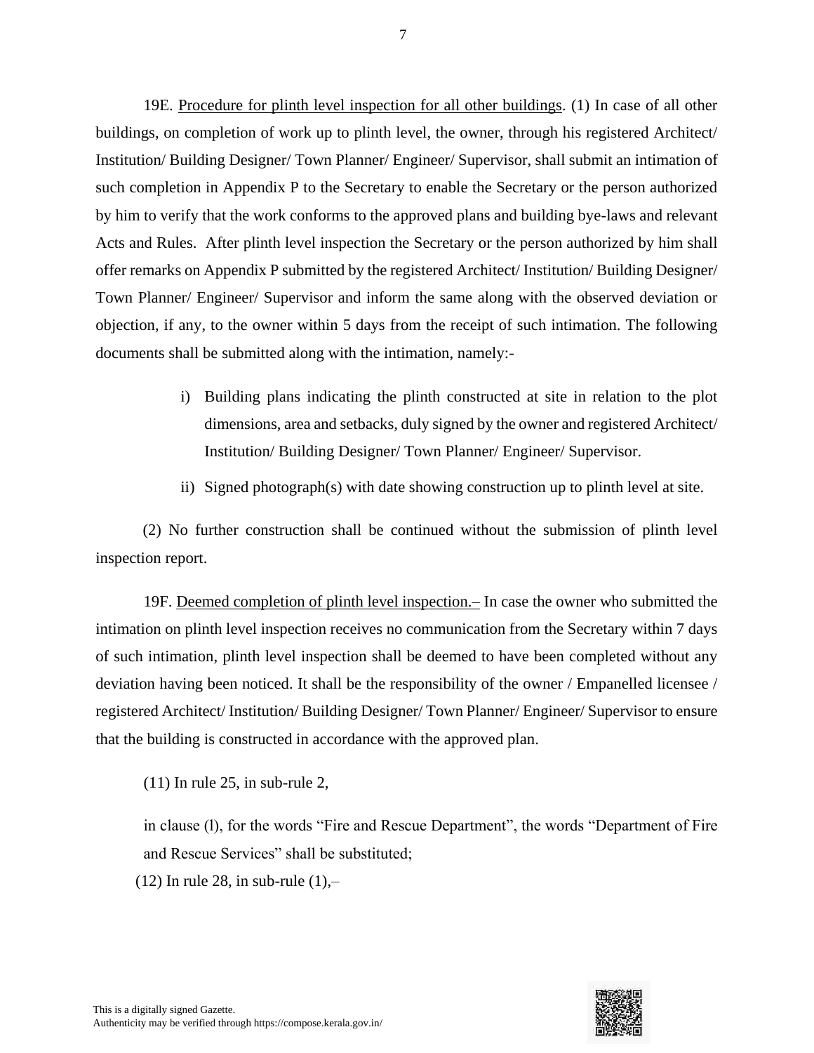19E. Procedure for plinth level inspection for all other buildings. (1) In case of all other buildings, on completion of work up to plinth level, the owner, through his registered Architect/ Institution/ Building Designer/ Town Planner/ Engineer/ Supervisor, shall submit an intimation of such completion in Appendix P to the Secretary to enable the Secretary or the person authorized by him to verify that the work conforms to the approved plans and building bye-laws and relevant Acts and Rules. After plinth level inspection the Secretary or the person authorized by him shall offer remarks on Appendix P submitted by the registered Architect/ Institution/ Building Designer/ Town Planner/ Engineer/ Supervisor and inform the same along with the observed deviation or objection, if any, to the owner within 5 days from the receipt of such intimation. The following documents shall be submitted along with the intimation, namely:-

i) Building plans indicating the plinth constructed at site in relation to the plot dimensions, area and setbacks, duly signed by the owner and registered Architect/ Institution/ Building Designer/ Town Planner/ Engineer/ Supervisor.

ii) Signed photograph(s) with date showing construction up to plinth level at site.

(2) No further construction shall be continued without the submission of plinth level inspection report.

19F. Deemed completion of plinth level inspection.– In case the owner who submitted the intimation on plinth level inspection receives no communication from the Secretary within 7 days of such intimation, plinth level inspection shall be deemed to have been completed without any deviation having been noticed. It shall be the responsibility of the owner / Empanelled licensee / registered Architect/ Institution/ Building Designer/ Town Planner/ Engineer/ Supervisor to ensure that the building is constructed in accordance with the approved plan.

(11) In rule 25, in sub-rule 2,

in clause (l), for the words "Fire and Rescue Department", the words "Department of Fire and Rescue Services" shall be substituted;

(12) In rule 28, in sub-rule (1),–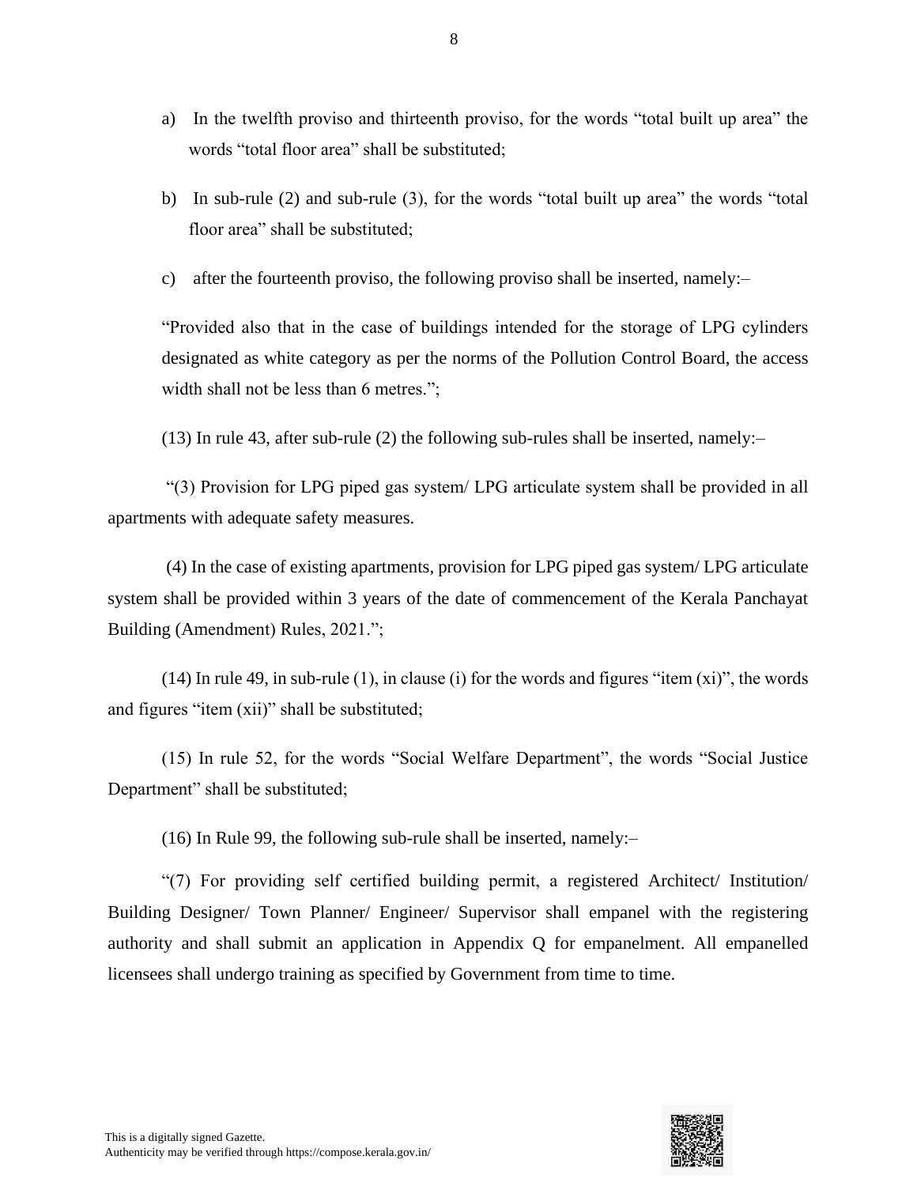a) In the twelfth proviso and thirteenth proviso, for the words "total built up area" the words "total floor area" shall be substituted;

b) In sub-rule (2) and sub-rule (3), for the words "total built up area" the words "total floor area" shall be substituted;

c) after the fourteenth proviso, the following proviso shall be inserted, namely:–

"Provided also that in the case of buildings intended for the storage of LPG cylinders designated as white category as per the norms of the Pollution Control Board, the access width shall not be less than 6 metres.";

(13) In rule 43, after sub-rule (2) the following sub-rules shall be inserted, namely:–

"(3) Provision for LPG piped gas system/ LPG articulate system shall be provided in all apartments with adequate safety measures.

(4) In the case of existing apartments, provision for LPG piped gas system/ LPG articulate system shall be provided within 3 years of the date of commencement of the Kerala Panchayat Building (Amendment) Rules, 2021.";

(14) In rule 49, in sub-rule (1), in clause (i) for the words and figures "item (xi)", the words and figures "item (xii)" shall be substituted;

(15) In rule 52, for the words "Social Welfare Department", the words "Social Justice Department" shall be substituted;

(16) In Rule 99, the following sub-rule shall be inserted, namely:–

"(7) For providing self certified building permit, a registered Architect/ Institution/ Building Designer/ Town Planner/ Engineer/ Supervisor shall empanel with the registering authority and shall submit an application in Appendix Q for empanelment. All empanelled licensees shall undergo training as specified by Government from time to time.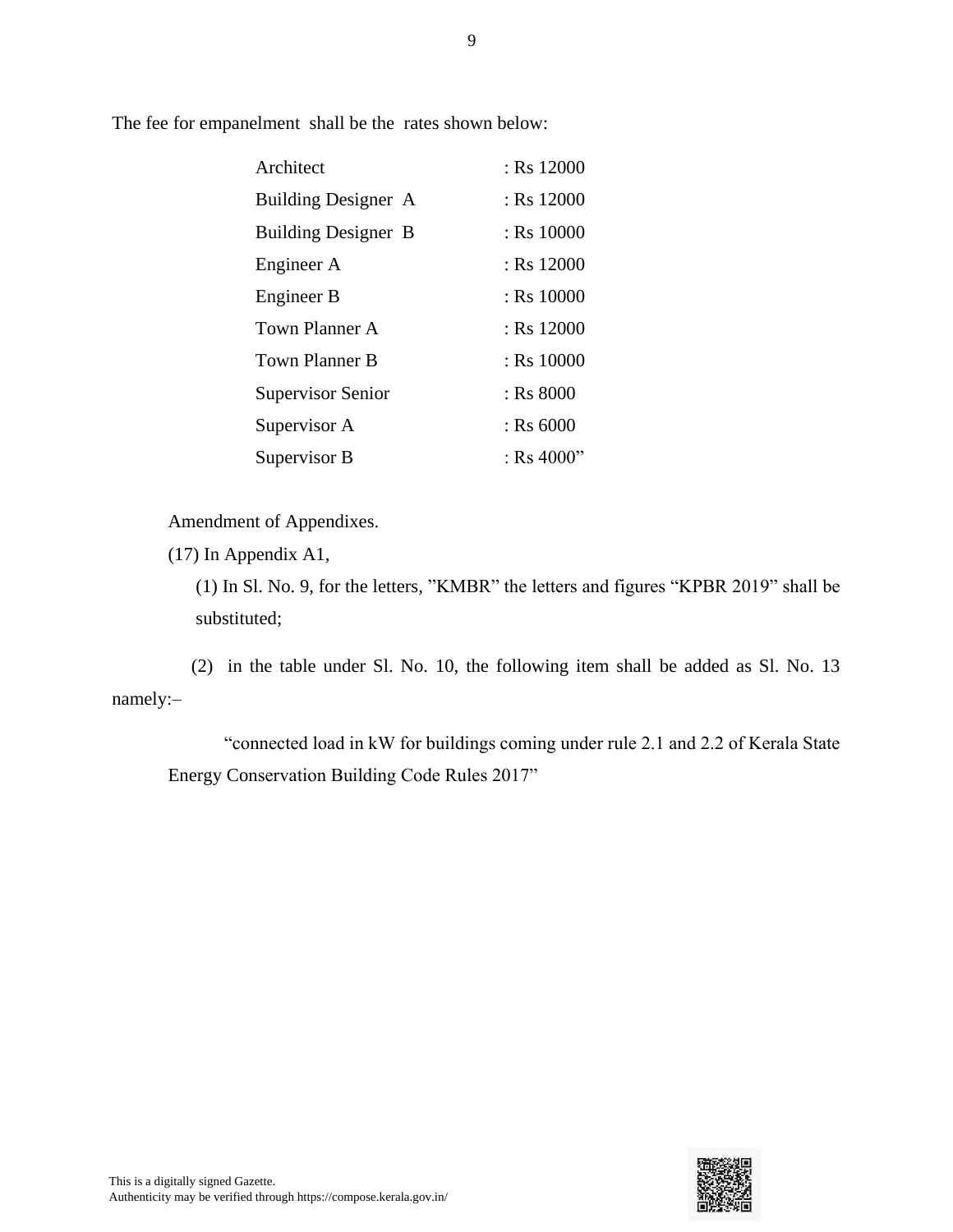The fee for empanelment shall be the rates shown below:

| | |
|---|---|
| Architect | : Rs 12000 |
| Building Designer A | : Rs 12000 |
| Building Designer B | : Rs 10000 |
| Engineer A | : Rs 12000 |
| Engineer B | : Rs 10000 |
| Town Planner A | : Rs 12000 |
| Town Planner B | : Rs 10000 |
| Supervisor Senior | : Rs 8000 |
| Supervisor A | : Rs 6000 |
| Supervisor B | : Rs 4000" |

Amendment of Appendixes.

(17) In Appendix A1,

(1) In Sl. No. 9, for the letters, "KMBR" the letters and figures "KPBR 2019" shall be substituted;

(2) in the table under Sl. No. 10, the following item shall be added as Sl. No. 13 namely:–

"connected load in kW for buildings coming under rule 2.1 and 2.2 of Kerala State Energy Conservation Building Code Rules 2017"

This is a digitally signed Gazette.
Authenticity may be verified through https://compose.kerala.gov.in/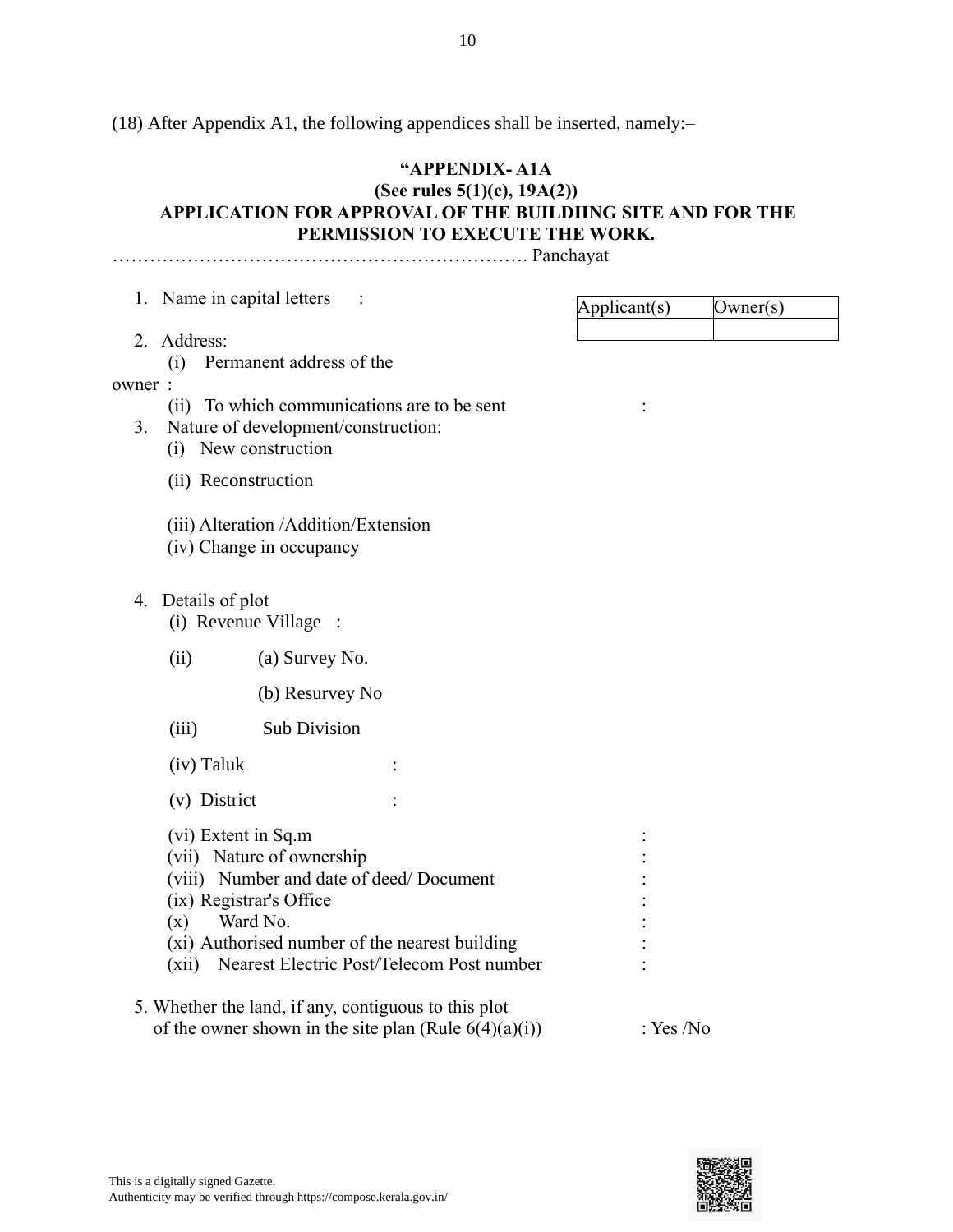(18) After Appendix A1, the following appendices shall be inserted, namely:–

**"APPENDIX- A1A**
**(See rules 5(1)(c), 19A(2))**
**APPLICATION FOR APPROVAL OF THE BUILDIING SITE AND FOR THE PERMISSION TO EXECUTE THE WORK.**

…………………………………………………………. Panchayat

1. Name in capital letters :

| Applicant(s) | Owner(s) |
|---|---|
| | |

2. Address:
   (i) Permanent address of the owner :
   (ii) To which communications are to be sent :
3. Nature of development/construction:
   (i) New construction
   (ii) Reconstruction
   (iii) Alteration /Addition/Extension
   (iv) Change in occupancy
4. Details of plot
   (i) Revenue Village :
   (ii) (a) Survey No.
   (b) Resurvey No
   (iii) Sub Division
   (iv) Taluk :
   (v) District :
   (vi) Extent in Sq.m :
   (vii) Nature of ownership :
   (viii) Number and date of deed/ Document :
   (ix) Registrar's Office :
   (x) Ward No. :
   (xi) Authorised number of the nearest building :
   (xii) Nearest Electric Post/Telecom Post number :

5. Whether the land, if any, contiguous to this plot of the owner shown in the site plan (Rule 6(4)(a)(i)) : Yes /No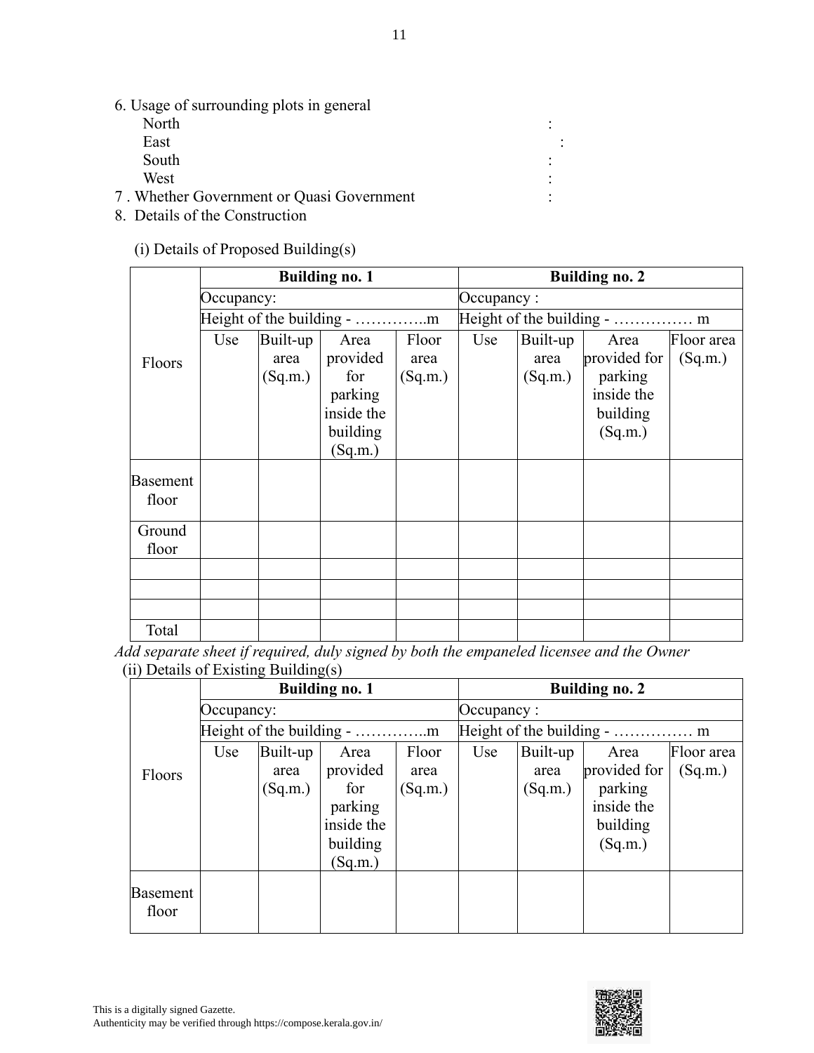6. Usage of surrounding plots in general
   - North :
   - East :
   - South :
   - West :

7 . Whether Government or Quasi Government :

8. Details of the Construction

(i) Details of Proposed Building(s)

| Floors | Building no. 1 | | | | Building no. 2 | | | |
|---|---|---|---|---|---|---|---|---|
| | Occupancy: | | | | Occupancy : | | | |
| | Height of the building - …………..m | | | | Height of the building - …………… m | | | |
| | Use | Built-up area (Sq.m.) | Area provided for parking inside the building (Sq.m.) | Floor area (Sq.m.) | Use | Built-up area (Sq.m.) | Area provided for parking inside the building (Sq.m.) | Floor area (Sq.m.) |
| Basement floor | | | | | | | | |
| Ground floor | | | | | | | | |
| | | | | | | | | |
| | | | | | | | | |
| | | | | | | | | |
| Total | | | | | | | | |

*Add separate sheet if required, duly signed by both the empaneled licensee and the Owner*

(ii) Details of Existing Building(s)

| Floors | Building no. 1 | | | | Building no. 2 | | | |
|---|---|---|---|---|---|---|---|---|
| | Occupancy: | | | | Occupancy : | | | |
| | Height of the building - …………..m | | | | Height of the building - …………… m | | | |
| | Use | Built-up area (Sq.m.) | Area provided for parking inside the building (Sq.m.) | Floor area (Sq.m.) | Use | Built-up area (Sq.m.) | Area provided for parking inside the building (Sq.m.) | Floor area (Sq.m.) |
| Basement floor | | | | | | | | |

This is a digitally signed Gazette.
Authenticity may be verified through https://compose.kerala.gov.in/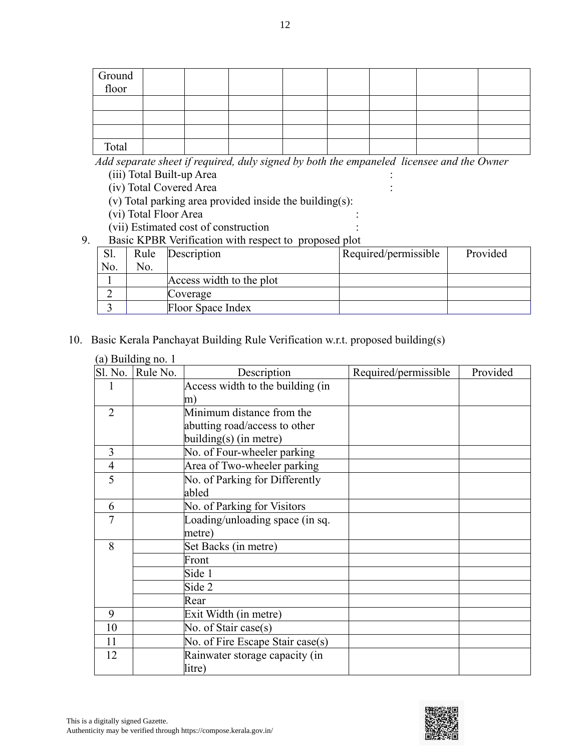| Ground floor | | | | | | | | |
|---|---|---|---|---|---|---|---|---|
| | | | | | | | | |
| | | | | | | | | |
| | | | | | | | | |
| Total | | | | | | | | |

*Add separate sheet if required, duly signed by both the empaneled licensee and the Owner*

(iii) Total Built-up Area :

(iv) Total Covered Area :

(v) Total parking area provided inside the building(s):

(vi) Total Floor Area :

(vii) Estimated cost of construction :

9. Basic KPBR Verification with respect to proposed plot

| Sl. No. | Rule No. | Description | Required/permissible | Provided |
|---|---|---|---|---|
| 1 | | Access width to the plot | | |
| 2 | | Coverage | | |
| 3 | | Floor Space Index | | |

10. Basic Kerala Panchayat Building Rule Verification w.r.t. proposed building(s)

(a) Building no. 1

| Sl. No. | Rule No. | Description | Required/permissible | Provided |
|---|---|---|---|---|
| 1 | | Access width to the building (in m) | | |
| 2 | | Minimum distance from the abutting road/access to other building(s) (in metre) | | |
| 3 | | No. of Four-wheeler parking | | |
| 4 | | Area of Two-wheeler parking | | |
| 5 | | No. of Parking for Differently abled | | |
| 6 | | No. of Parking for Visitors | | |
| 7 | | Loading/unloading space (in sq. metre) | | |
| 8 | | Set Backs (in metre) | | |
| | | Front | | |
| | | Side 1 | | |
| | | Side 2 | | |
| | | Rear | | |
| 9 | | Exit Width (in metre) | | |
| 10 | | No. of Stair case(s) | | |
| 11 | | No. of Fire Escape Stair case(s) | | |
| 12 | | Rainwater storage capacity (in litre) | | |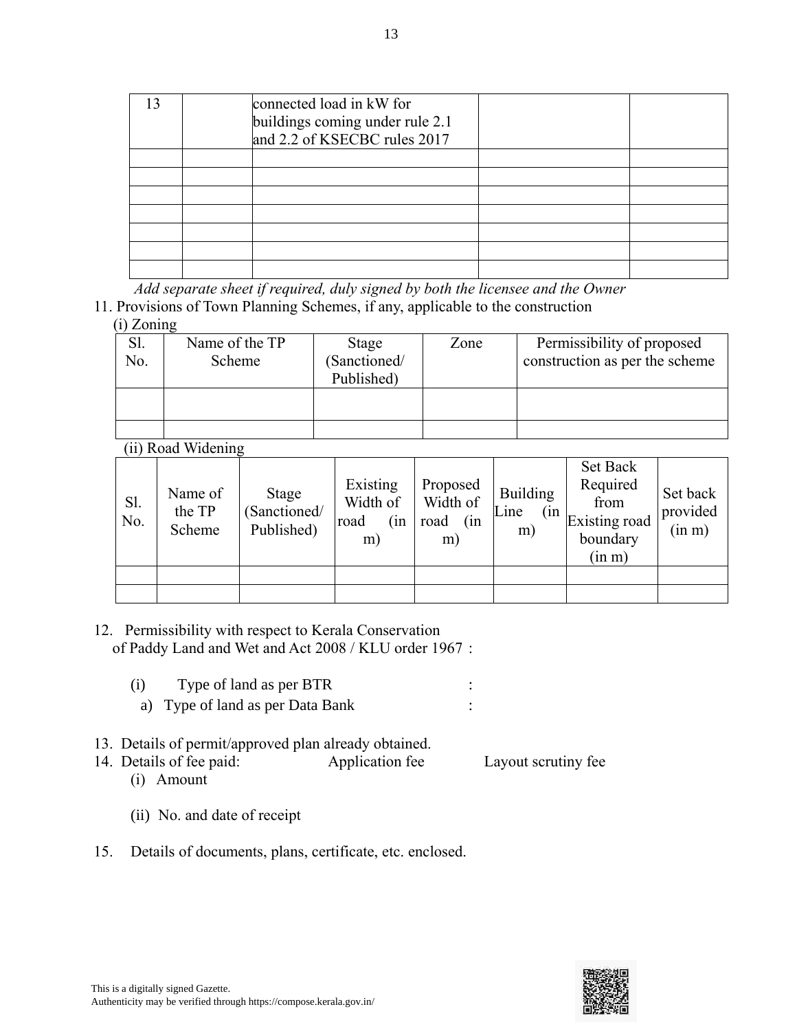| 13 | | connected load in kW for buildings coming under rule 2.1 and 2.2 of KSECBC rules 2017 | | |
|---|---|---|---|---|
| | | | | |
| | | | | |
| | | | | |
| | | | | |
| | | | | |
| | | | | |
| | | | | |

*Add separate sheet if required, duly signed by both the licensee and the Owner*

11. Provisions of Town Planning Schemes, if any, applicable to the construction

(i) Zoning

| Sl. No. | Name of the TP Scheme | Stage (Sanctioned/ Published) | Zone | Permissibility of proposed construction as per the scheme |
|---|---|---|---|---|
| | | | | |
| | | | | |

(ii) Road Widening

| Sl. No. | Name of the TP Scheme | Stage (Sanctioned/ Published) | Existing Width of road (in m) | Proposed Width of road (in m) | Building Line (in m) | Set Back Required from Existing road boundary (in m) | Set back provided (in m) |
|---|---|---|---|---|---|---|---|
| | | | | | | | |
| | | | | | | | |

12. Permissibility with respect to Kerala Conservation of Paddy Land and Wet and Act 2008 / KLU order 1967 :

(i) Type of land as per BTR :

a) Type of land as per Data Bank :

13. Details of permit/approved plan already obtained.

14. Details of fee paid: Application fee Layout scrutiny fee

(i) Amount

(ii) No. and date of receipt

15. Details of documents, plans, certificate, etc. enclosed.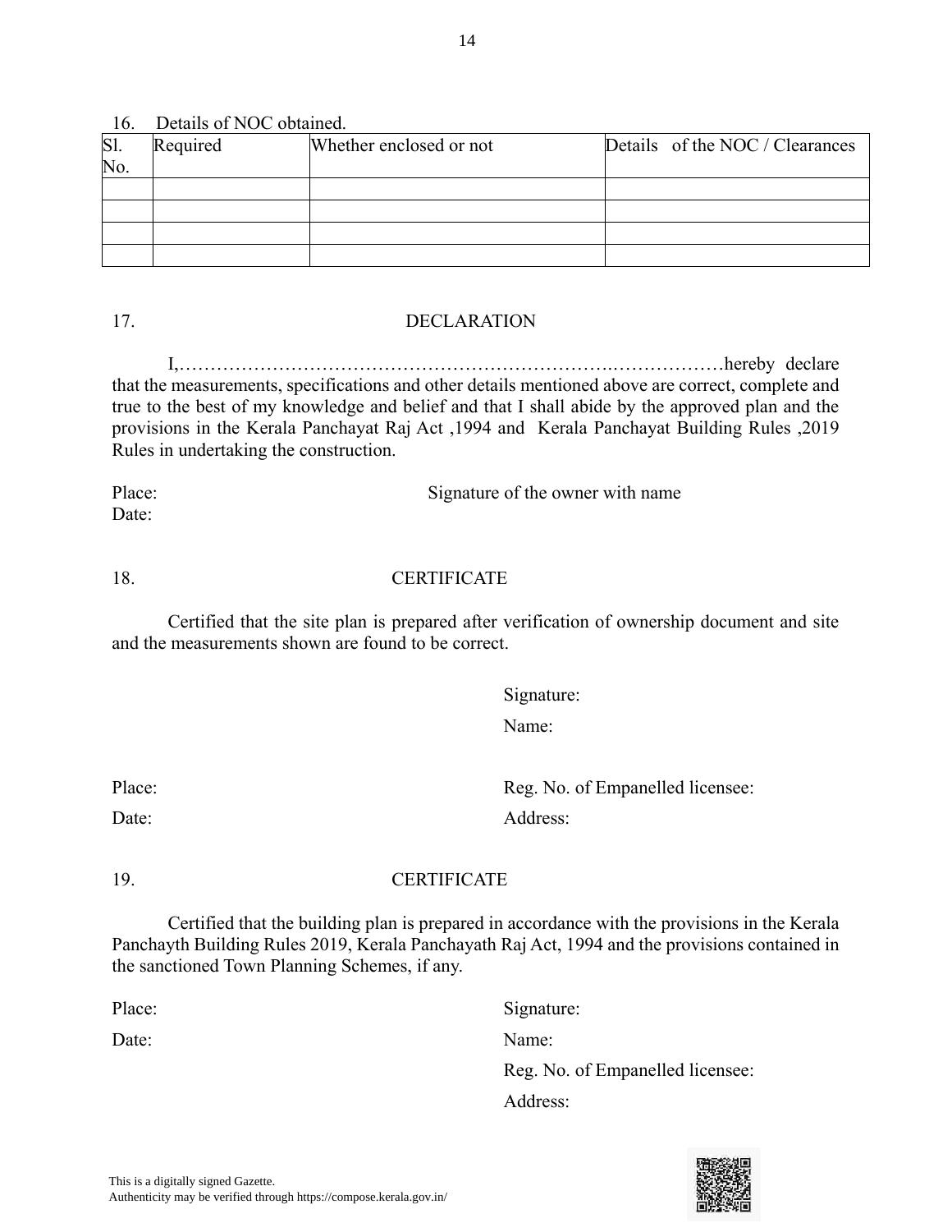16. Details of NOC obtained.

| Sl. No. | Required | Whether enclosed or not | Details of the NOC / Clearances |
|---|---|---|---|
| | | | |
| | | | |
| | | | |
| | | | |

17. DECLARATION

I,…………………………………………………………….………………hereby declare that the measurements, specifications and other details mentioned above are correct, complete and true to the best of my knowledge and belief and that I shall abide by the approved plan and the provisions in the Kerala Panchayat Raj Act ,1994 and Kerala Panchayat Building Rules ,2019 Rules in undertaking the construction.

Place: Signature of the owner with name

Date:

18. CERTIFICATE

Certified that the site plan is prepared after verification of ownership document and site and the measurements shown are found to be correct.

Signature:

Name:

Place: Reg. No. of Empanelled licensee:

Date: Address:

19. CERTIFICATE

Certified that the building plan is prepared in accordance with the provisions in the Kerala Panchayth Building Rules 2019, Kerala Panchayath Raj Act, 1994 and the provisions contained in the sanctioned Town Planning Schemes, if any.

Place: Signature:

Date: Name:

Reg. No. of Empanelled licensee:

Address:

This is a digitally signed Gazette.
Authenticity may be verified through https://compose.kerala.gov.in/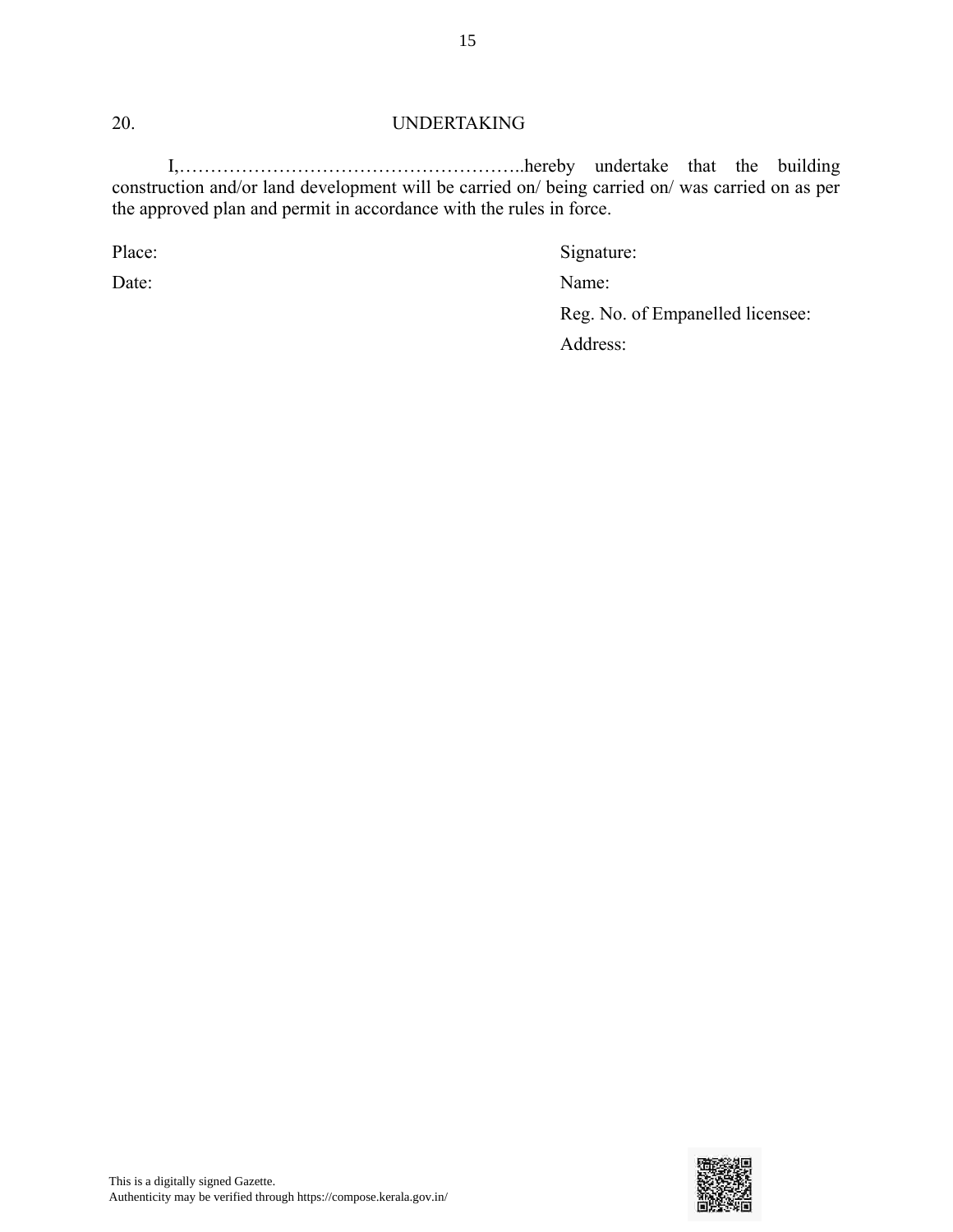20. UNDERTAKING

I,………………………………………………..hereby undertake that the building construction and/or land development will be carried on/ being carried on/ was carried on as per the approved plan and permit in accordance with the rules in force.

Place:

Date:

Signature:

Name:

Reg. No. of Empanelled licensee:

Address:

This is a digitally signed Gazette.
Authenticity may be verified through https://compose.kerala.gov.in/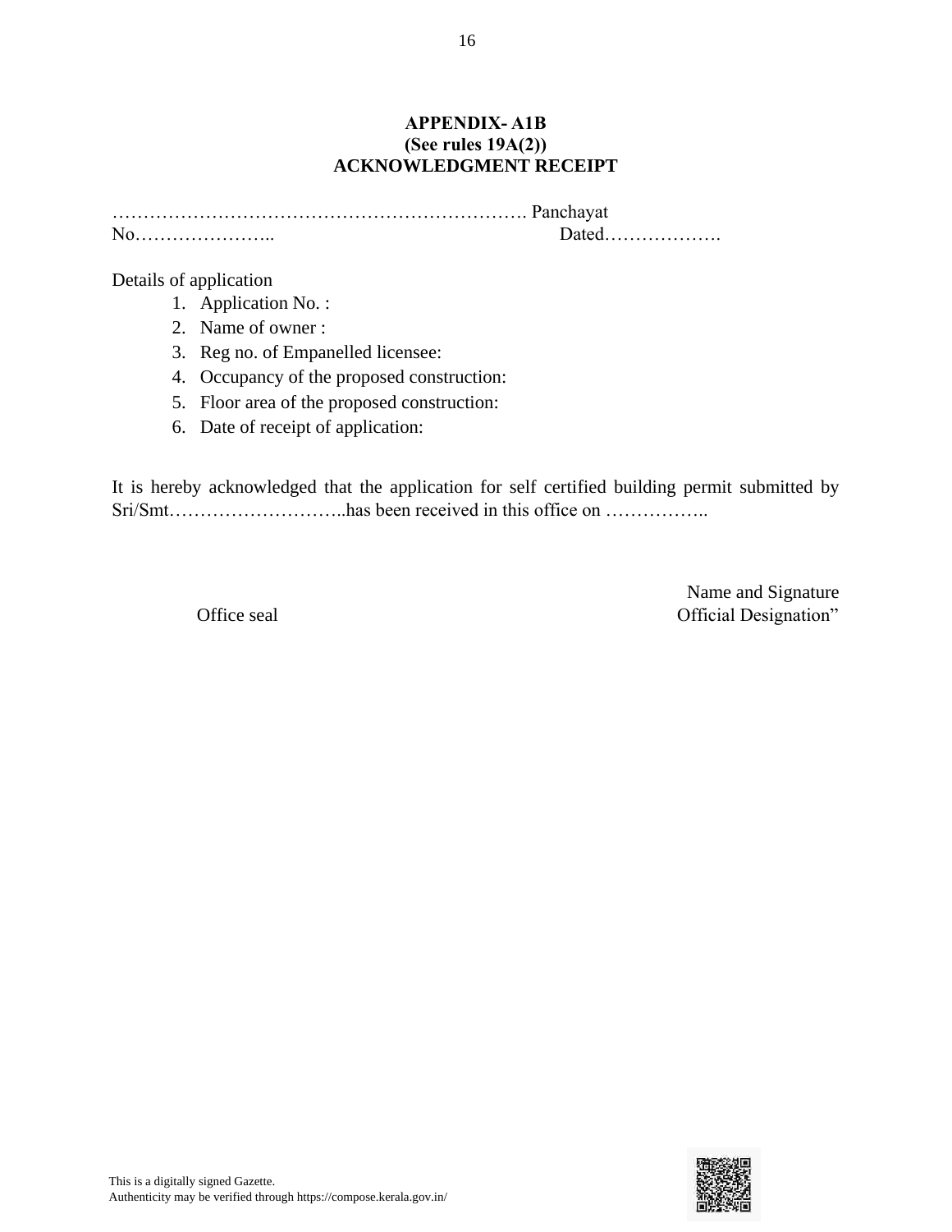**APPENDIX- A1B**
**(See rules 19A(2))**
**ACKNOWLEDGMENT RECEIPT**

…………………………………………………………. Panchayat
No………………….. Dated……………….

Details of application

1. Application No. :
2. Name of owner :
3. Reg no. of Empanelled licensee:
4. Occupancy of the proposed construction:
5. Floor area of the proposed construction:
6. Date of receipt of application:

It is hereby acknowledged that the application for self certified building permit submitted by Sri/Smt………………………..has been received in this office on ……………..

Name and Signature
Office seal Official Designation"

This is a digitally signed Gazette.
Authenticity may be verified through https://compose.kerala.gov.in/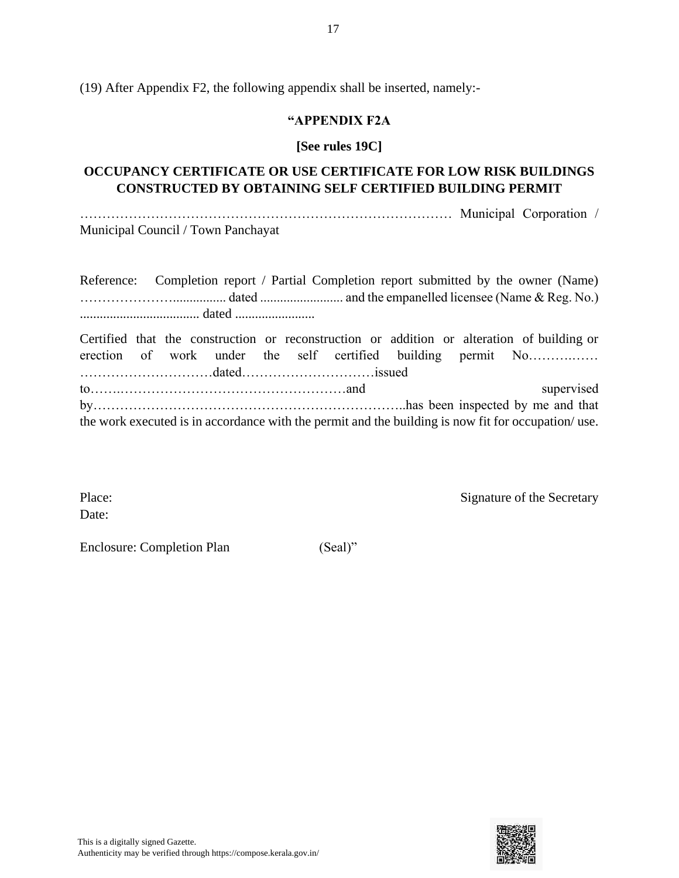(19) After Appendix F2, the following appendix shall be inserted, namely:-

**"APPENDIX F2A**

**[See rules 19C]**

**OCCUPANCY CERTIFICATE OR USE CERTIFICATE FOR LOW RISK BUILDINGS CONSTRUCTED BY OBTAINING SELF CERTIFIED BUILDING PERMIT**

……………………………………………………………………… Municipal Corporation / Municipal Council / Town Panchayat

Reference: Completion report / Partial Completion report submitted by the owner (Name) …………………................ dated ......................... and the empanelled licensee (Name & Reg. No.) .................................... dated ........................

Certified that the construction or reconstruction or addition or alteration of building or erection of work under the self certified building permit No…………… …………………………dated…………………………issued to…….……………………………………………and supervised by…………………………………………………………..has been inspected by me and that the work executed is in accordance with the permit and the building is now fit for occupation/ use.

Place:
Date:

Signature of the Secretary

Enclosure: Completion Plan (Seal)"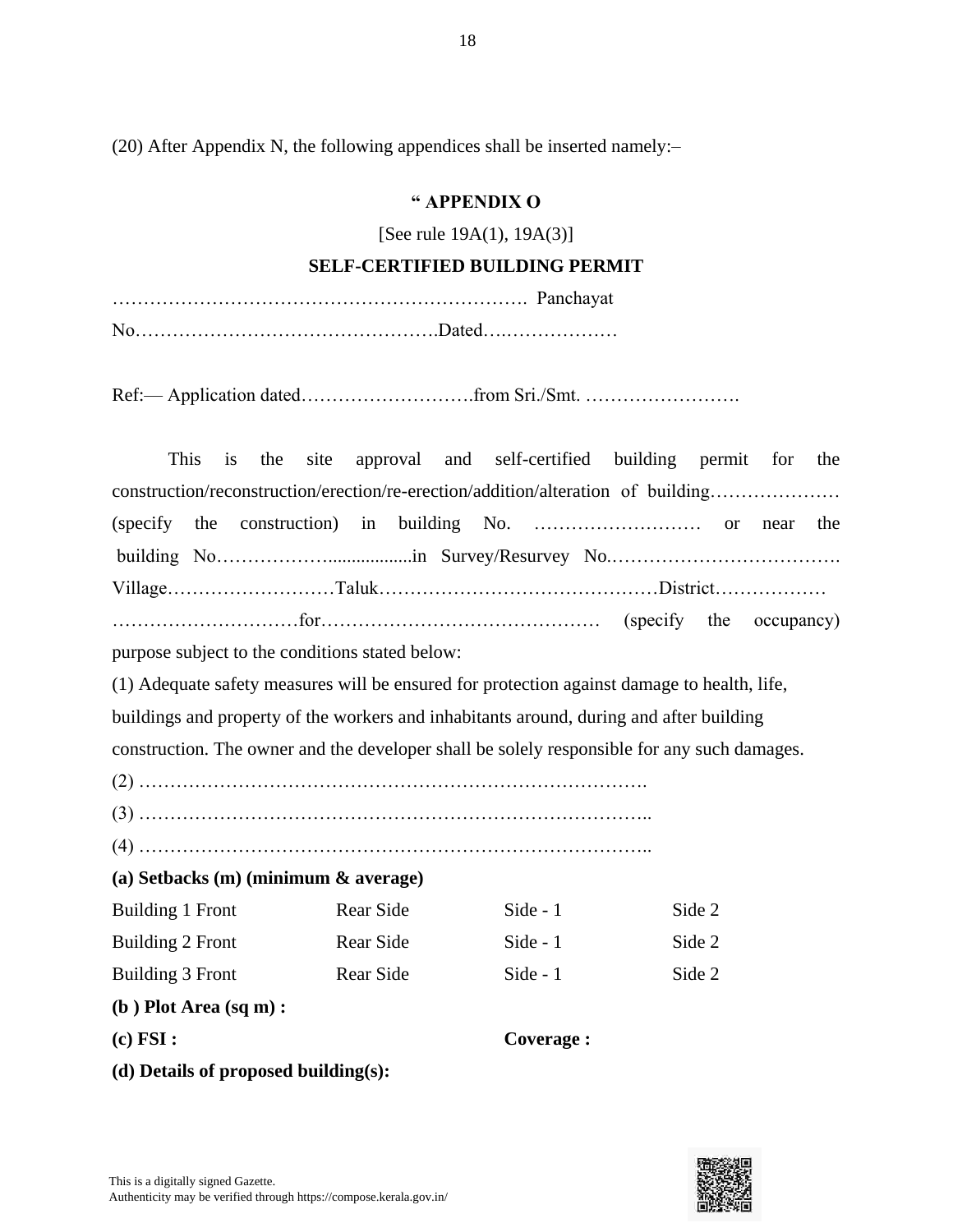(20) After Appendix N, the following appendices shall be inserted namely:–

**" APPENDIX O**

[See rule 19A(1), 19A(3)]

**SELF-CERTIFIED BUILDING PERMIT**

…………………………………………………………. Panchayat

No………………………………………….Dated….………………

Ref:— Application dated……………………….from Sri./Smt. …………………….

This is the site approval and self-certified building permit for the construction/reconstruction/erection/re-erection/addition/alteration of building………………… (specify the construction) in building No. ……………………… or near the building No………………...................in Survey/Resurvey No.………………………………. Village………………………Taluk………………………………………District……………… …………………………for……………………………………… (specify the occupancy) purpose subject to the conditions stated below:

(1) Adequate safety measures will be ensured for protection against damage to health, life, buildings and property of the workers and inhabitants around, during and after building construction. The owner and the developer shall be solely responsible for any such damages.

(2) ……………………………………………………………………….

(3) ………………………………………………………………………..

(4) ………………………………………………………………………..

**(a) Setbacks (m) (minimum & average)**

| Building 1 Front | Rear Side | Side - 1 | Side 2 |
|---|---|---|---|
| Building 2 Front | Rear Side | Side - 1 | Side 2 |
| Building 3 Front | Rear Side | Side - 1 | Side 2 |

**(b ) Plot Area (sq m) :**

**(c) FSI :** **Coverage :**

**(d) Details of proposed building(s):**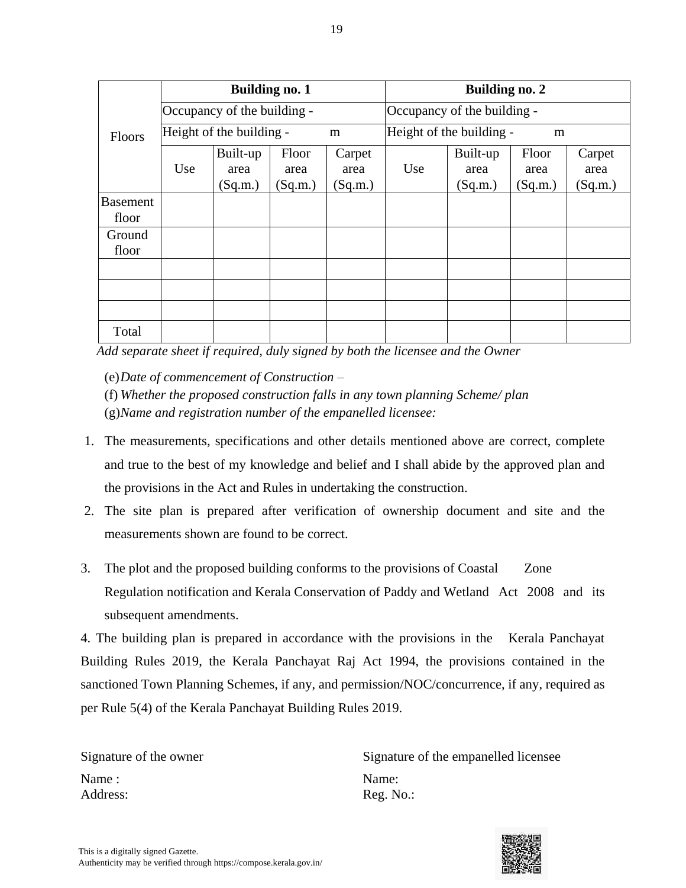| Floors | Building no. 1 | | | | Building no. 2 | | | |
|---|---|---|---|---|---|---|---|---|
| | Occupancy of the building - | | | | Occupancy of the building - | | | |
| | Height of the building - m | | | | Height of the building - m | | | |
| | Use | Built-up area (Sq.m.) | Floor area (Sq.m.) | Carpet area (Sq.m.) | Use | Built-up area (Sq.m.) | Floor area (Sq.m.) | Carpet area (Sq.m.) |
| Basement floor | | | | | | | | |
| Ground floor | | | | | | | | |
| | | | | | | | | |
| | | | | | | | | |
| | | | | | | | | |
| Total | | | | | | | | |

*Add separate sheet if required, duly signed by both the licensee and the Owner*

(e) *Date of commencement of Construction –*

(f) *Whether the proposed construction falls in any town planning Scheme/ plan*

(g) *Name and registration number of the empanelled licensee:*

1. The measurements, specifications and other details mentioned above are correct, complete and true to the best of my knowledge and belief and I shall abide by the approved plan and the provisions in the Act and Rules in undertaking the construction.
2. The site plan is prepared after verification of ownership document and site and the measurements shown are found to be correct.
3. The plot and the proposed building conforms to the provisions of Coastal Zone Regulation notification and Kerala Conservation of Paddy and Wetland Act 2008 and its subsequent amendments.

4. The building plan is prepared in accordance with the provisions in the Kerala Panchayat Building Rules 2019, the Kerala Panchayat Raj Act 1994, the provisions contained in the sanctioned Town Planning Schemes, if any, and permission/NOC/concurrence, if any, required as per Rule 5(4) of the Kerala Panchayat Building Rules 2019.

Signature of the owner

Name :
Address:

Signature of the empanelled licensee

Name:
Reg. No.:

This is a digitally signed Gazette.
Authenticity may be verified through https://compose.kerala.gov.in/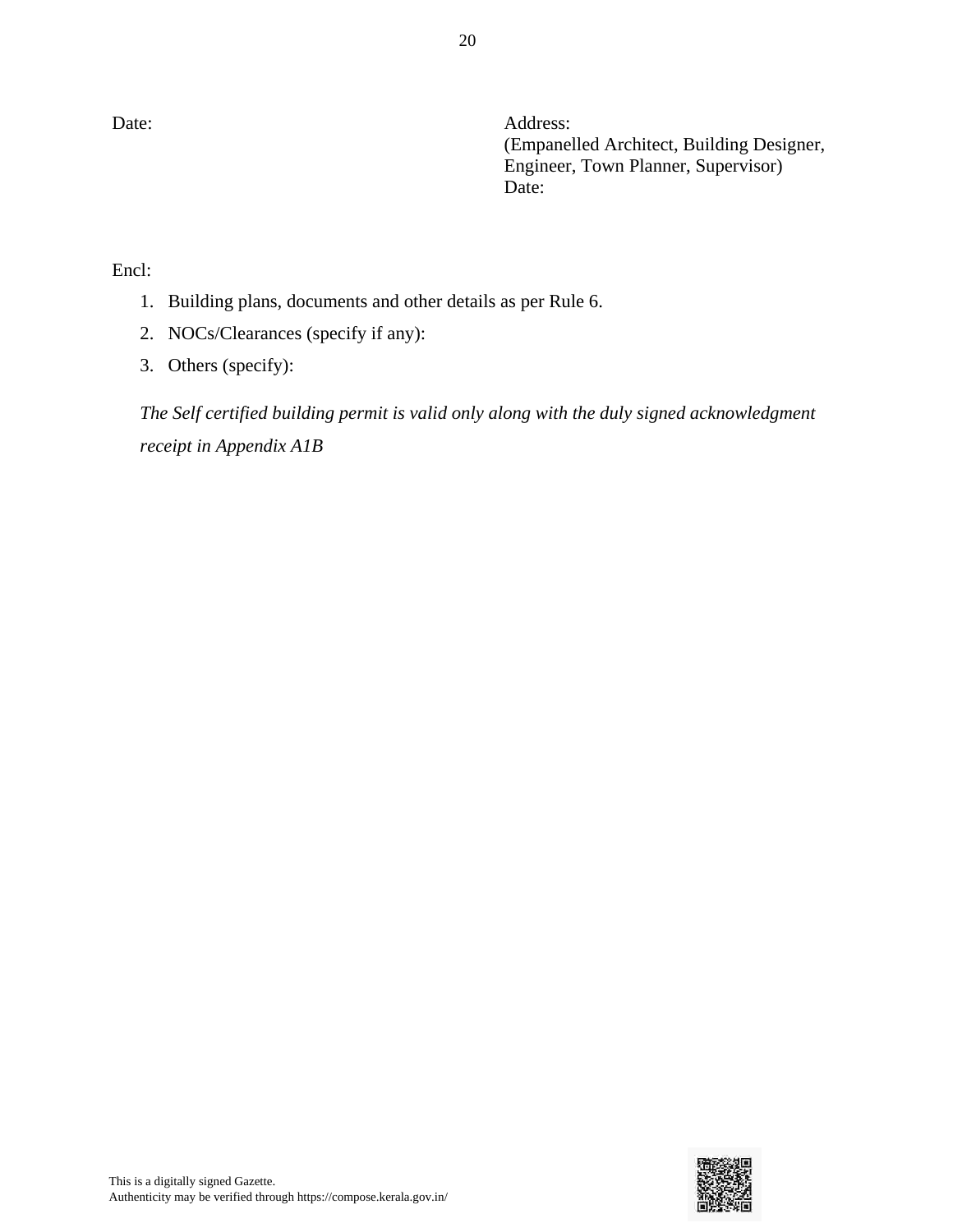Date:

Address:
(Empanelled Architect, Building Designer, Engineer, Town Planner, Supervisor)
Date:

Encl:

1. Building plans, documents and other details as per Rule 6.
2. NOCs/Clearances (specify if any):
3. Others (specify):

*The Self certified building permit is valid only along with the duly signed acknowledgment receipt in Appendix A1B*

This is a digitally signed Gazette.
Authenticity may be verified through https://compose.kerala.gov.in/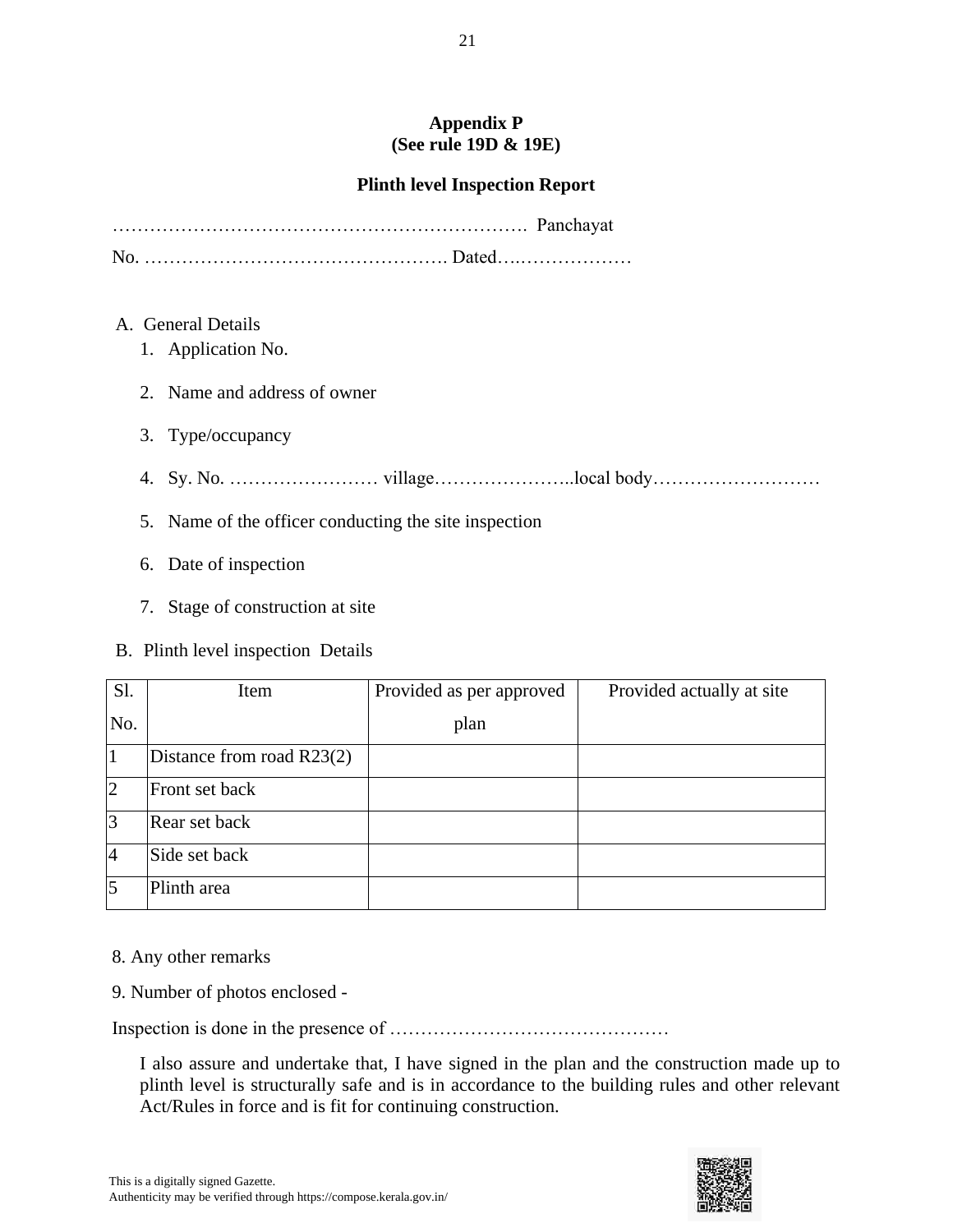**Appendix P**
**(See rule 19D & 19E)**

**Plinth level Inspection Report**

…………………………………………………………. Panchayat

No. …………………………………………. Dated…..………………

A. General Details
   1. Application No.
   2. Name and address of owner
   3. Type/occupancy
   4. Sy. No. …………………… village…………………..local body………………………
   5. Name of the officer conducting the site inspection
   6. Date of inspection
   7. Stage of construction at site

B. Plinth level inspection Details

| Sl. No. | Item | Provided as per approved plan | Provided actually at site |
|---|---|---|---|
| 1 | Distance from road R23(2) | | |
| 2 | Front set back | | |
| 3 | Rear set back | | |
| 4 | Side set back | | |
| 5 | Plinth area | | |

8. Any other remarks

9. Number of photos enclosed -

Inspection is done in the presence of ………………………………………

I also assure and undertake that, I have signed in the plan and the construction made up to plinth level is structurally safe and is in accordance to the building rules and other relevant Act/Rules in force and is fit for continuing construction.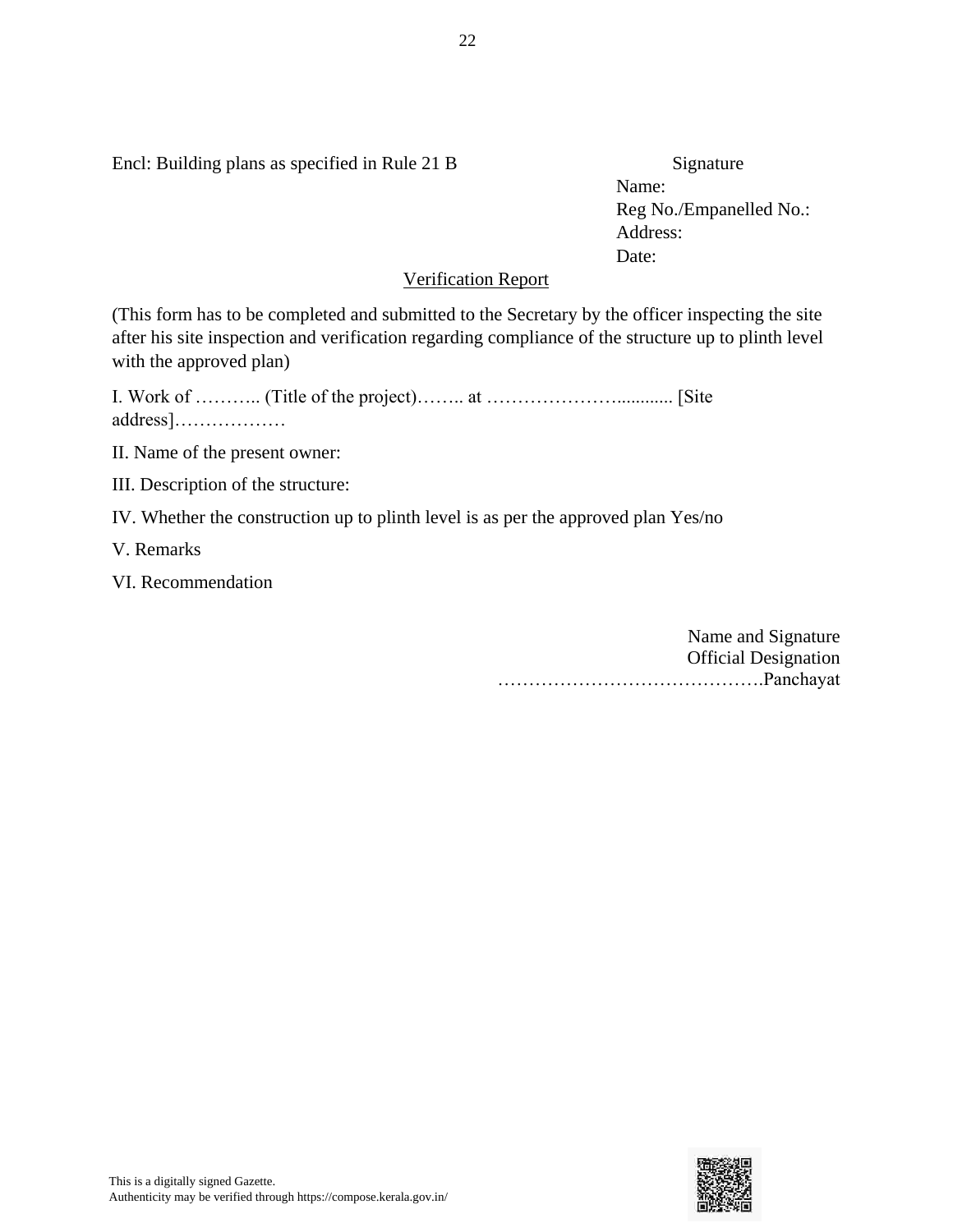Encl: Building plans as specified in Rule 21 B

Signature
Name:
Reg No./Empanelled No.:
Address:
Date:

<u>Verification Report</u>

(This form has to be completed and submitted to the Secretary by the officer inspecting the site after his site inspection and verification regarding compliance of the structure up to plinth level with the approved plan)

I. Work of ……….. (Title of the project)…….. at …………………........... [Site address]………………

II. Name of the present owner:

III. Description of the structure:

IV. Whether the construction up to plinth level is as per the approved plan Yes/no

V. Remarks

VI. Recommendation

Name and Signature
Official Designation
…………………………………….Panchayat

This is a digitally signed Gazette.
Authenticity may be verified through https://compose.kerala.gov.in/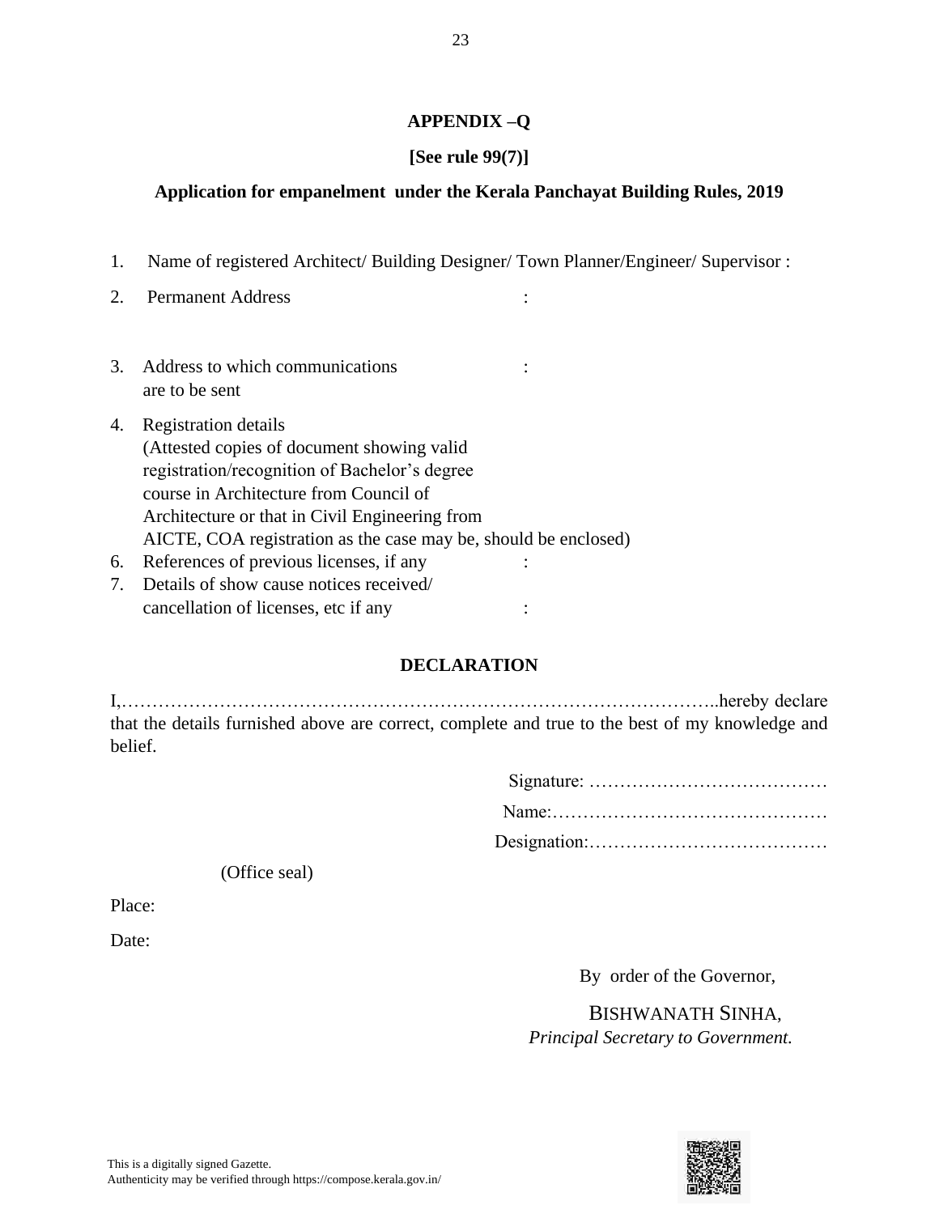**APPENDIX –Q**

**[See rule 99(7)]**

**Application for empanelment under the Kerala Panchayat Building Rules, 2019**

1. Name of registered Architect/ Building Designer/ Town Planner/Engineer/ Supervisor :
2. Permanent Address :
3. Address to which communications are to be sent :
4. Registration details (Attested copies of document showing valid registration/recognition of Bachelor's degree course in Architecture from Council of Architecture or that in Civil Engineering from AICTE, COA registration as the case may be, should be enclosed)
6. References of previous licenses, if any :
7. Details of show cause notices received/ cancellation of licenses, etc if any :

**DECLARATION**

I,……………………………………………………………………………………..hereby declare that the details furnished above are correct, complete and true to the best of my knowledge and belief.

Signature: …………………………………

Name:………………………………………

Designation:…………………………………

(Office seal)

Place:

Date:

By order of the Governor,

BISHWANATH SINHA,

*Principal Secretary to Government.*

This is a digitally signed Gazette.
Authenticity may be verified through https://compose.kerala.gov.in/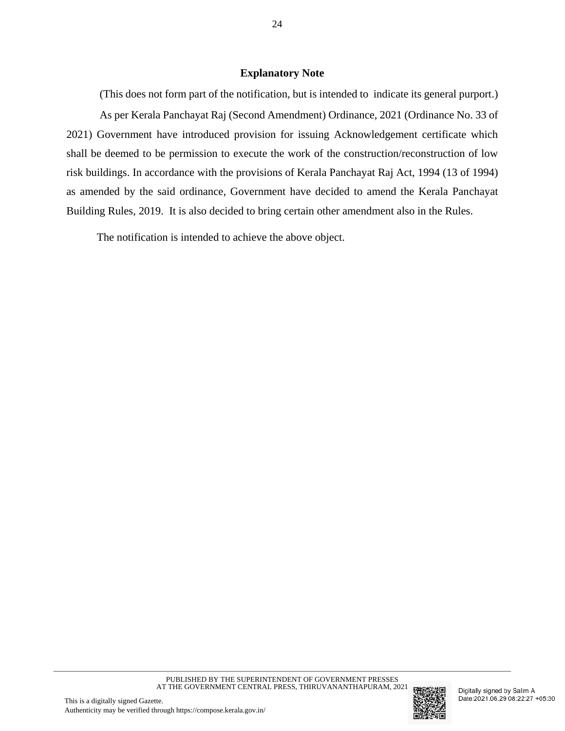## Explanatory Note

(This does not form part of the notification, but is intended to indicate its general purport.)

As per Kerala Panchayat Raj (Second Amendment) Ordinance, 2021 (Ordinance No. 33 of 2021) Government have introduced provision for issuing Acknowledgement certificate which shall be deemed to be permission to execute the work of the construction/reconstruction of low risk buildings. In accordance with the provisions of Kerala Panchayat Raj Act, 1994 (13 of 1994) as amended by the said ordinance, Government have decided to amend the Kerala Panchayat Building Rules, 2019. It is also decided to bring certain other amendment also in the Rules.

The notification is intended to achieve the above object.

PUBLISHED BY THE SUPERINTENDENT OF GOVERNMENT PRESSES
AT THE GOVERNMENT CENTRAL PRESS, THIRUVANANTHAPURAM, 2021

This is a digitally signed Gazette.
Authenticity may be verified through https://compose.kerala.gov.in/

Digitally signed by Salim A
Date:2021.06.29 08:22:27 +05:30